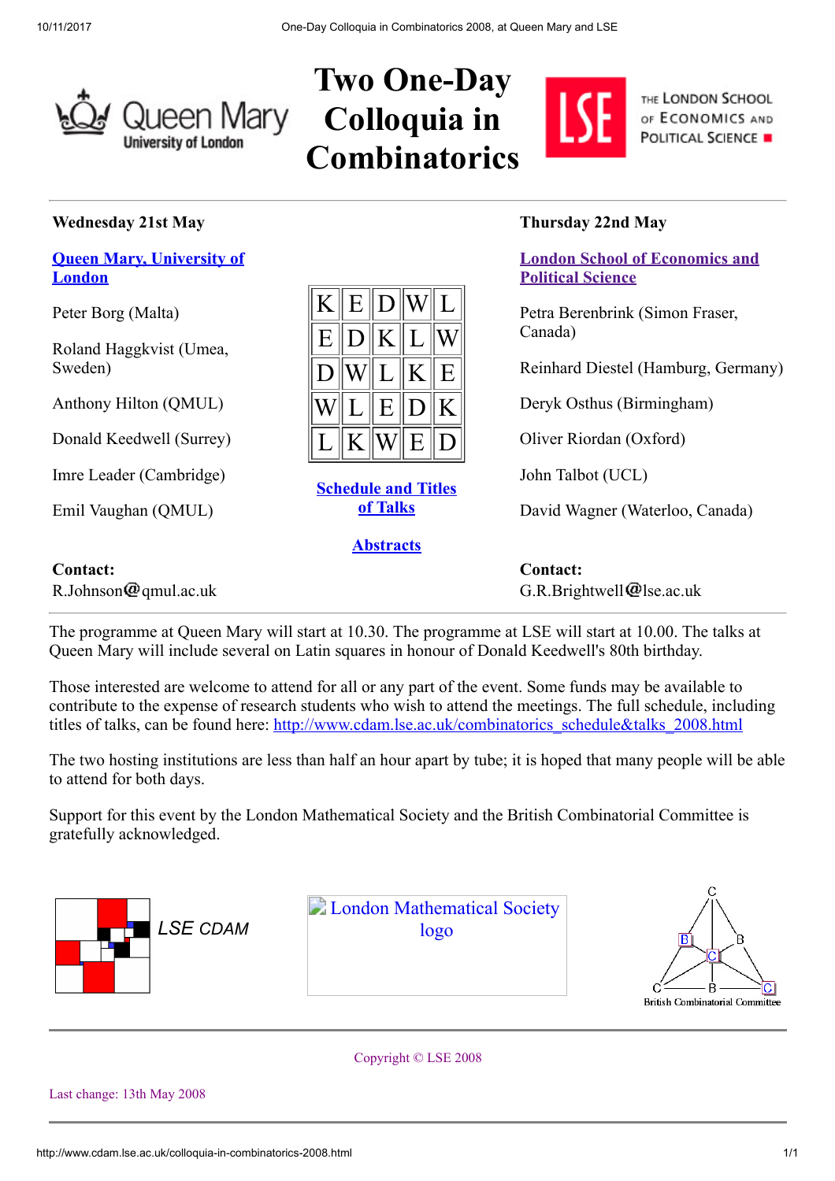# Two One-Day Colloquia in Combinatorics

Queen Mary University of London

THE LONDON SCHOOL OF ECONOMICS AND POLITICAL SCIENCE

---

### Wednesday 21st May

**Queen Mary, University of London**

Peter Borg (Malta)

Roland Haggkvist (Umea, Sweden)

Anthony Hilton (QMUL)

Donald Keedwell (Surrey)

Imre Leader (Cambridge)

Emil Vaughan (QMUL)

**Contact:**
R.Johnson@qmul.ac.uk

| K | E | D | W | L |
|---|---|---|---|---|
| E | D | K | L | W |
| D | W | L | K | E |
| W | L | E | D | K |
| L | K | W | E | D |

**Schedule and Titles of Talks**

**Abstracts**

### Thursday 22nd May

**London School of Economics and Political Science**

Petra Berenbrink (Simon Fraser, Canada)

Reinhard Diestel (Hamburg, Germany)

Deryk Osthus (Birmingham)

Oliver Riordan (Oxford)

John Talbot (UCL)

David Wagner (Waterloo, Canada)

**Contact:**
G.R.Brightwell@lse.ac.uk

---

The programme at Queen Mary will start at 10.30. The programme at LSE will start at 10.00. The talks at Queen Mary will include several on Latin squares in honour of Donald Keedwell's 80th birthday.

Those interested are welcome to attend for all or any part of the event. Some funds may be available to contribute to the expense of research students who wish to attend the meetings. The full schedule, including titles of talks, can be found here: http://www.cdam.lse.ac.uk/combinatorics_schedule&talks_2008.html

The two hosting institutions are less than half an hour apart by tube; it is hoped that many people will be able to attend for both days.

Support for this event by the London Mathematical Society and the British Combinatorial Committee is gratefully acknowledged.

LSE CDAM

London Mathematical Society logo

British Combinatorial Committee

---

Copyright © LSE 2008

Last change: 13th May 2008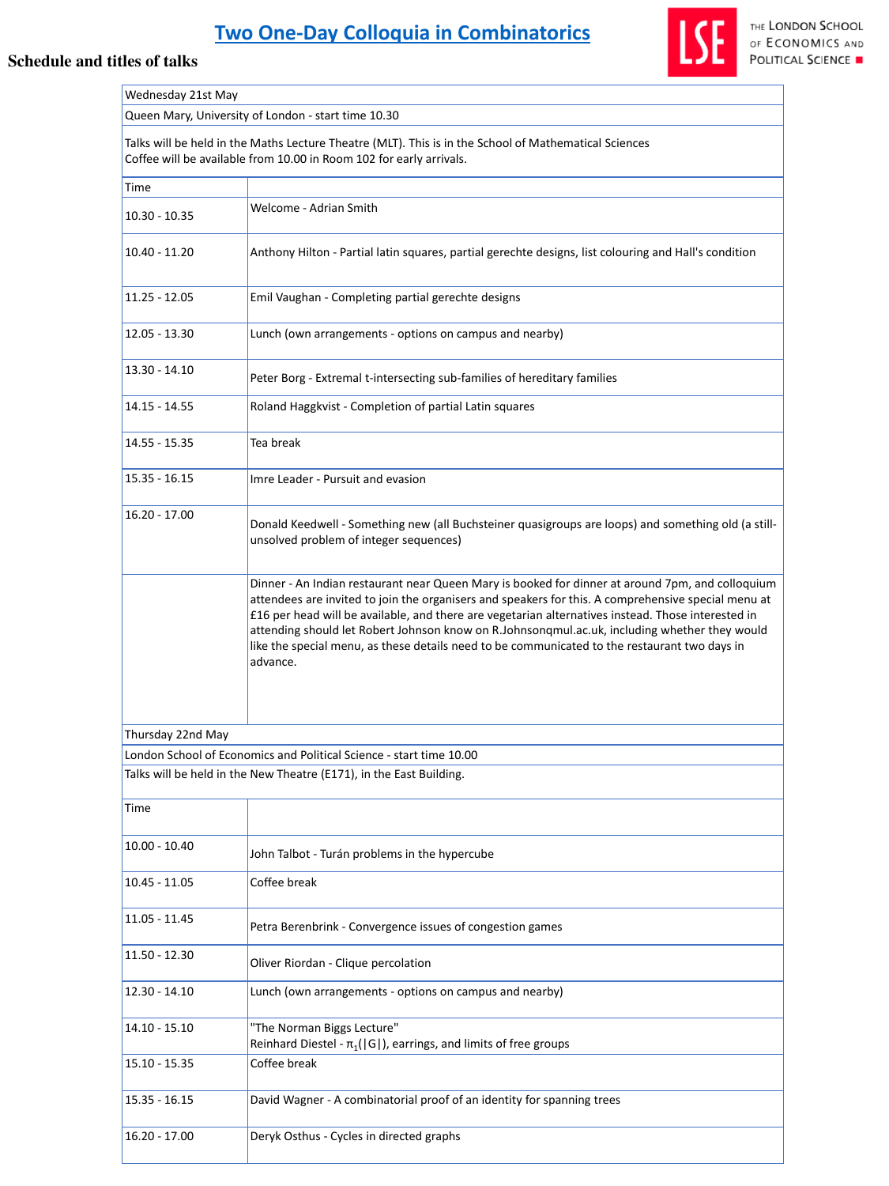# Two One-Day Colloquia in Combinatorics

## Schedule and titles of talks

| Wednesday 21st May | |
|---|---|
| Queen Mary, University of London - start time 10.30 | |
| Talks will be held in the Maths Lecture Theatre (MLT). This is in the School of Mathematical Sciences<br>Coffee will be available from 10.00 in Room 102 for early arrivals. | |
| Time | |
| 10.30 - 10.35 | Welcome - Adrian Smith |
| 10.40 - 11.20 | Anthony Hilton - Partial latin squares, partial gerechte designs, list colouring and Hall's condition |
| 11.25 - 12.05 | Emil Vaughan - Completing partial gerechte designs |
| 12.05 - 13.30 | Lunch (own arrangements - options on campus and nearby) |
| 13.30 - 14.10 | Peter Borg - Extremal t-intersecting sub-families of hereditary families |
| 14.15 - 14.55 | Roland Haggkvist - Completion of partial Latin squares |
| 14.55 - 15.35 | Tea break |
| 15.35 - 16.15 | Imre Leader - Pursuit and evasion |
| 16.20 - 17.00 | Donald Keedwell - Something new (all Buchsteiner quasigroups are loops) and something old (a still-unsolved problem of integer sequences) |
| | Dinner - An Indian restaurant near Queen Mary is booked for dinner at around 7pm, and colloquium attendees are invited to join the organisers and speakers for this. A comprehensive special menu at £16 per head will be available, and there are vegetarian alternatives instead. Those interested in attending should let Robert Johnson know on R.Johnsonqmul.ac.uk, including whether they would like the special menu, as these details need to be communicated to the restaurant two days in advance. |
| Thursday 22nd May | |
| London School of Economics and Political Science - start time 10.00 | |
| Talks will be held in the New Theatre (E171), in the East Building. | |
| Time | |
| 10.00 - 10.40 | John Talbot - Turán problems in the hypercube |
| 10.45 - 11.05 | Coffee break |
| 11.05 - 11.45 | Petra Berenbrink - Convergence issues of congestion games |
| 11.50 - 12.30 | Oliver Riordan - Clique percolation |
| 12.30 - 14.10 | Lunch (own arrangements - options on campus and nearby) |
| 14.10 - 15.10 | "The Norman Biggs Lecture"<br>Reinhard Diestel - $\pi_1(\|G\|)$, earrings, and limits of free groups |
| 15.10 - 15.35 | Coffee break |
| 15.35 - 16.15 | David Wagner - A combinatorial proof of an identity for spanning trees |
| 16.20 - 17.00 | Deryk Osthus - Cycles in directed graphs |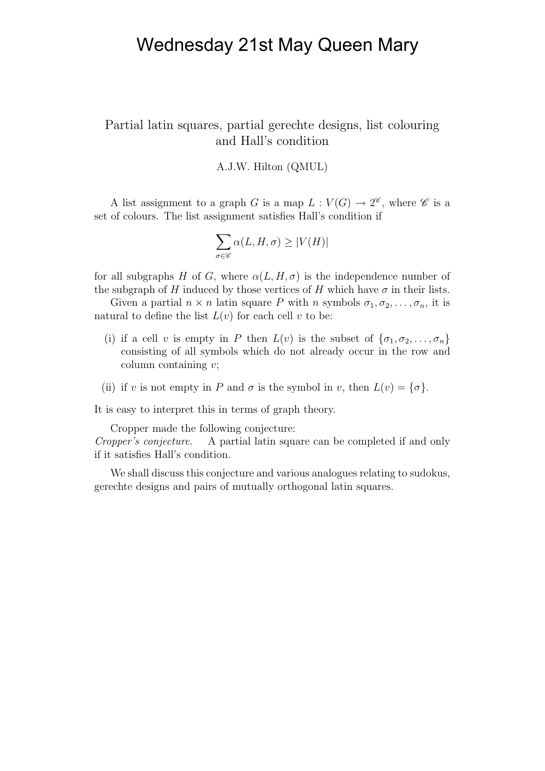# Wednesday 21st May Queen Mary

## Partial latin squares, partial gerechte designs, list colouring and Hall's condition

A.J.W. Hilton (QMUL)

A list assignment to a graph $G$ is a map $L : V(G) \to 2^{\mathscr{C}}$, where $\mathscr{C}$ is a set of colours. The list assignment satisfies Hall's condition if

$$\sum_{\sigma \in \mathscr{C}} \alpha(L, H, \sigma) \geq |V(H)|$$

for all subgraphs $H$ of $G$, where $\alpha(L, H, \sigma)$ is the independence number of the subgraph of $H$ induced by those vertices of $H$ which have $\sigma$ in their lists.

Given a partial $n \times n$ latin square $P$ with $n$ symbols $\sigma_1, \sigma_2, \ldots, \sigma_n$, it is natural to define the list $L(v)$ for each cell $v$ to be:

(i) if a cell $v$ is empty in $P$ then $L(v)$ is the subset of $\{\sigma_1, \sigma_2, \ldots, \sigma_n\}$ consisting of all symbols which do not already occur in the row and column containing $v$;

(ii) if $v$ is not empty in $P$ and $\sigma$ is the symbol in $v$, then $L(v) = \{\sigma\}$.

It is easy to interpret this in terms of graph theory.

Cropper made the following conjecture:

*Cropper's conjecture.* A partial latin square can be completed if and only if it satisfies Hall's condition.

We shall discuss this conjecture and various analogues relating to sudokus, gerechte designs and pairs of mutually orthogonal latin squares.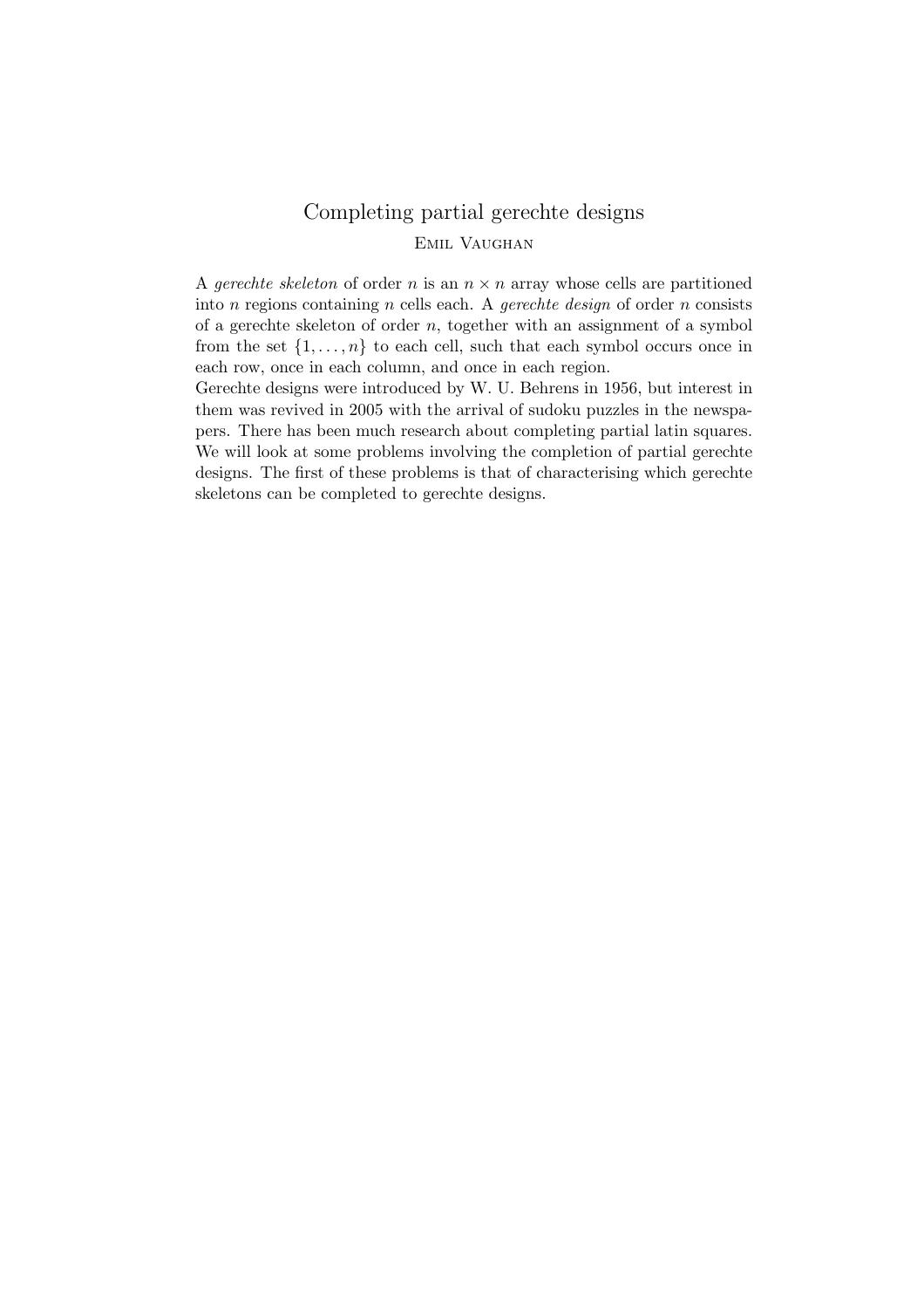## Completing partial gerechte designs

EMIL VAUGHAN

A *gerechte skeleton* of order $n$ is an $n \times n$ array whose cells are partitioned into $n$ regions containing $n$ cells each. A *gerechte design* of order $n$ consists of a gerechte skeleton of order $n$, together with an assignment of a symbol from the set $\{1, \ldots, n\}$ to each cell, such that each symbol occurs once in each row, once in each column, and once in each region.

Gerechte designs were introduced by W. U. Behrens in 1956, but interest in them was revived in 2005 with the arrival of sudoku puzzles in the newspapers. There has been much research about completing partial latin squares. We will look at some problems involving the completion of partial gerechte designs. The first of these problems is that of characterising which gerechte skeletons can be completed to gerechte designs.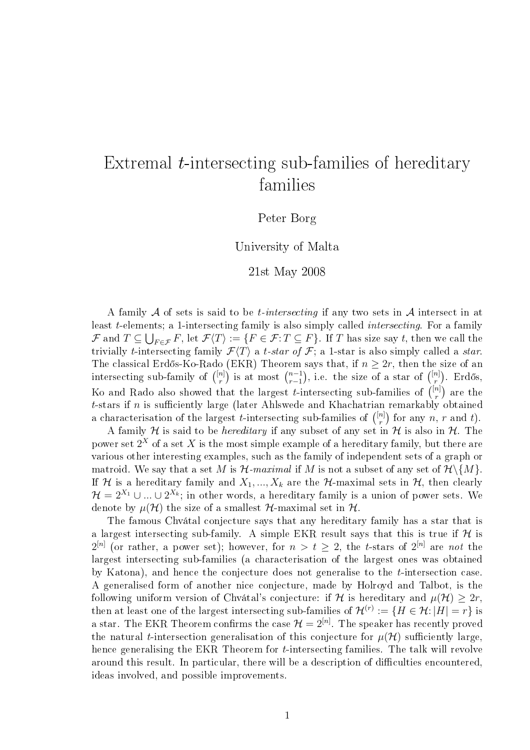# Extremal $t$-intersecting sub-families of hereditary families

Peter Borg

University of Malta

21st May 2008

A family $\mathcal{A}$ of sets is said to be *$t$-intersecting* if any two sets in $\mathcal{A}$ intersect in at least $t$-elements; a 1-intersecting family is also simply called *intersecting*. For a family $\mathcal{F}$ and $T \subseteq \bigcup_{F \in \mathcal{F}} F$, let $\mathcal{F}\langle T \rangle := \{F \in \mathcal{F} \colon T \subseteq F\}$. If $T$ has size say $t$, then we call the trivially $t$-intersecting family $\mathcal{F}\langle T \rangle$ a *$t$-star of $\mathcal{F}$*; a 1-star is also simply called a *star*. The classical Erdős-Ko-Rado (EKR) Theorem says that, if $n \geq 2r$, then the size of an intersecting sub-family of $\binom{[n]}{r}$ is at most $\binom{n-1}{r-1}$, i.e. the size of a star of $\binom{[n]}{r}$. Erdős, Ko and Rado also showed that the largest $t$-intersecting sub-families of $\binom{[n]}{r}$ are the $t$-stars if $n$ is sufficiently large (later Ahlswede and Khachatrian remarkably obtained a characterisation of the largest $t$-intersecting sub-families of $\binom{[n]}{r}$ for any $n$, $r$ and $t$).

A family $\mathcal{H}$ is said to be *hereditary* if any subset of any set in $\mathcal{H}$ is also in $\mathcal{H}$. The power set $2^X$ of a set $X$ is the most simple example of a hereditary family, but there are various other interesting examples, such as the family of independent sets of a graph or matroid. We say that a set $M$ is *$\mathcal{H}$-maximal* if $M$ is not a subset of any set of $\mathcal{H} \backslash \{M\}$. If $\mathcal{H}$ is a hereditary family and $X_1, ..., X_k$ are the $\mathcal{H}$-maximal sets in $\mathcal{H}$, then clearly $\mathcal{H} = 2^{X_1} \cup ... \cup 2^{X_k}$; in other words, a hereditary family is a union of power sets. We denote by $\mu(\mathcal{H})$ the size of a smallest $\mathcal{H}$-maximal set in $\mathcal{H}$.

The famous Chvátal conjecture says that any hereditary family has a star that is a largest intersecting sub-family. A simple EKR result says that this is true if $\mathcal{H}$ is $2^{[n]}$ (or rather, a power set); however, for $n > t \geq 2$, the $t$-stars of $2^{[n]}$ are *not* the largest intersecting sub-families (a characterisation of the largest ones was obtained by Katona), and hence the conjecture does not generalise to the $t$-intersection case. A generalised form of another nice conjecture, made by Holroyd and Talbot, is the following uniform version of Chvátal's conjecture: if $\mathcal{H}$ is hereditary and $\mu(\mathcal{H}) \geq 2r$, then at least one of the largest intersecting sub-families of $\mathcal{H}^{(r)} := \{H \in \mathcal{H} \colon |H| = r\}$ is a star. The EKR Theorem confirms the case $\mathcal{H} = 2^{[n]}$. The speaker has recently proved the natural $t$-intersection generalisation of this conjecture for $\mu(\mathcal{H})$ sufficiently large, hence generalising the EKR Theorem for $t$-intersecting families. The talk will revolve around this result. In particular, there will be a description of difficulties encountered, ideas involved, and possible improvements.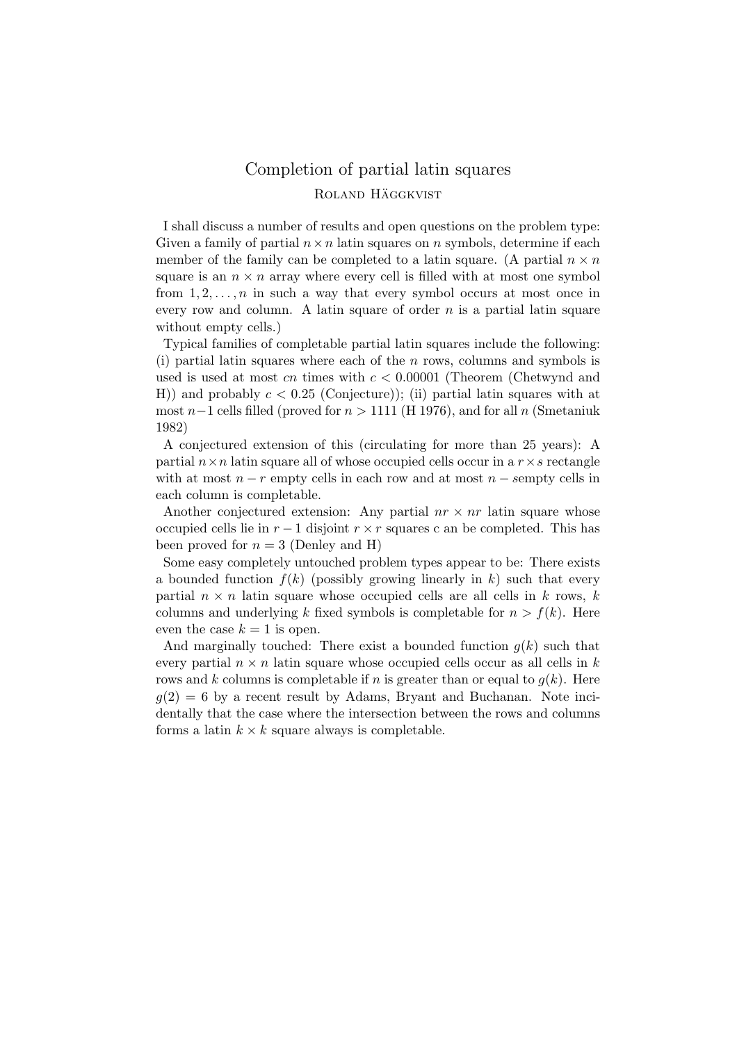# Completion of partial latin squares

Roland Häggkvist

I shall discuss a number of results and open questions on the problem type: Given a family of partial $n \times n$ latin squares on $n$ symbols, determine if each member of the family can be completed to a latin square. (A partial $n \times n$ square is an $n \times n$ array where every cell is filled with at most one symbol from $1, 2, \ldots, n$ in such a way that every symbol occurs at most once in every row and column. A latin square of order $n$ is a partial latin square without empty cells.)

Typical families of completable partial latin squares include the following: (i) partial latin squares where each of the $n$ rows, columns and symbols is used is used at most $cn$ times with $c < 0.00001$ (Theorem (Chetwynd and H)) and probably $c < 0.25$ (Conjecture)); (ii) partial latin squares with at most $n-1$ cells filled (proved for $n > 1111$ (H 1976), and for all $n$ (Smetaniuk 1982)

A conjectured extension of this (circulating for more than 25 years): A partial $n \times n$ latin square all of whose occupied cells occur in a $r \times s$ rectangle with at most $n - r$ empty cells in each row and at most $n - s$empty cells in each column is completable.

Another conjectured extension: Any partial $nr \times nr$ latin square whose occupied cells lie in $r - 1$ disjoint $r \times r$ squares c an be completed. This has been proved for $n = 3$ (Denley and H)

Some easy completely untouched problem types appear to be: There exists a bounded function $f(k)$ (possibly growing linearly in $k$) such that every partial $n \times n$ latin square whose occupied cells are all cells in $k$ rows, $k$ columns and underlying $k$ fixed symbols is completable for $n > f(k)$. Here even the case $k = 1$ is open.

And marginally touched: There exist a bounded function $g(k)$ such that every partial $n \times n$ latin square whose occupied cells occur as all cells in $k$ rows and $k$ columns is completable if $n$ is greater than or equal to $g(k)$. Here $g(2) = 6$ by a recent result by Adams, Bryant and Buchanan. Note incidentally that the case where the intersection between the rows and columns forms a latin $k \times k$ square always is completable.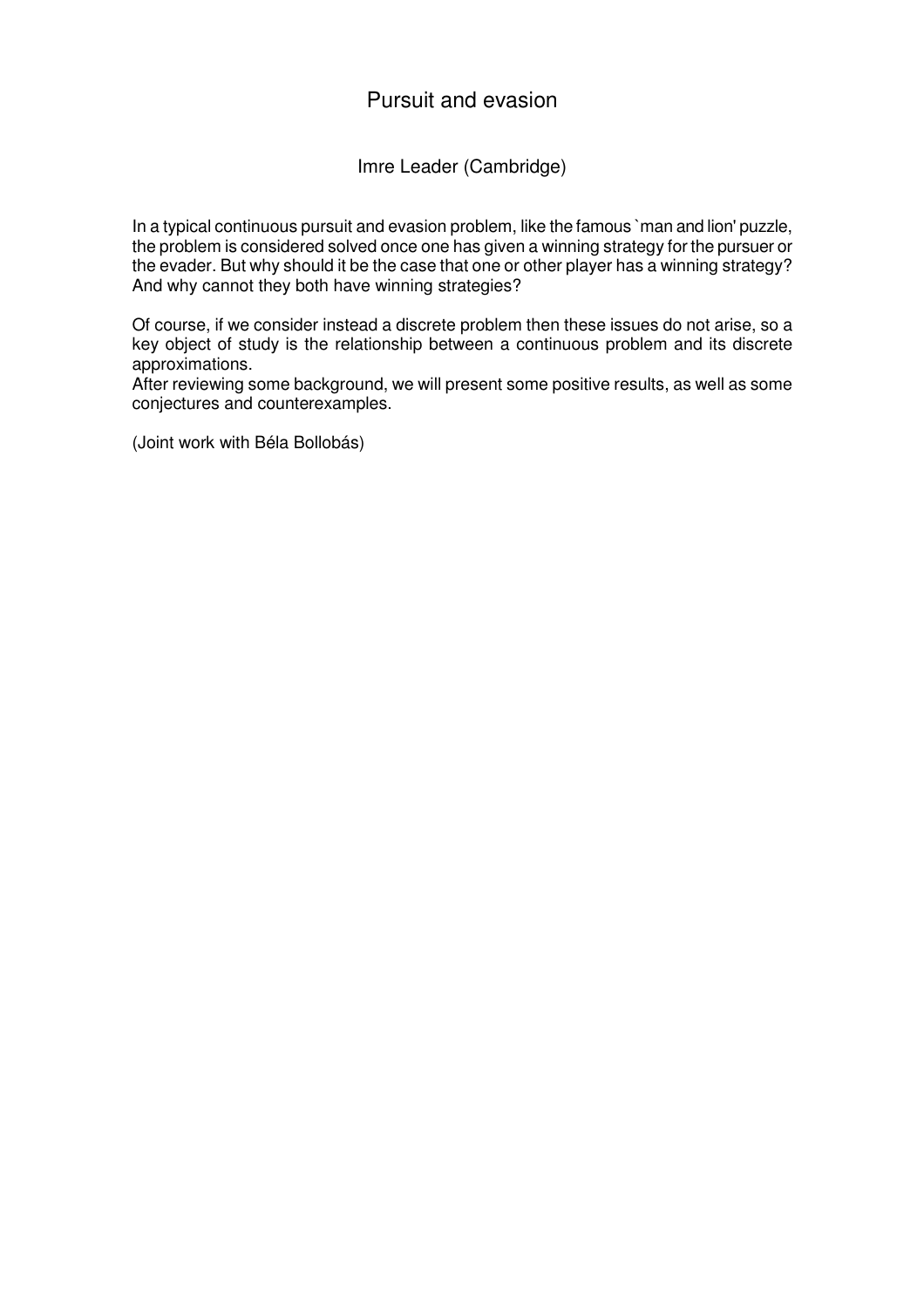# Pursuit and evasion

## Imre Leader (Cambridge)

In a typical continuous pursuit and evasion problem, like the famous `man and lion' puzzle, the problem is considered solved once one has given a winning strategy for the pursuer or the evader. But why should it be the case that one or other player has a winning strategy? And why cannot they both have winning strategies?

Of course, if we consider instead a discrete problem then these issues do not arise, so a key object of study is the relationship between a continuous problem and its discrete approximations.
After reviewing some background, we will present some positive results, as well as some conjectures and counterexamples.

(Joint work with Béla Bollobás)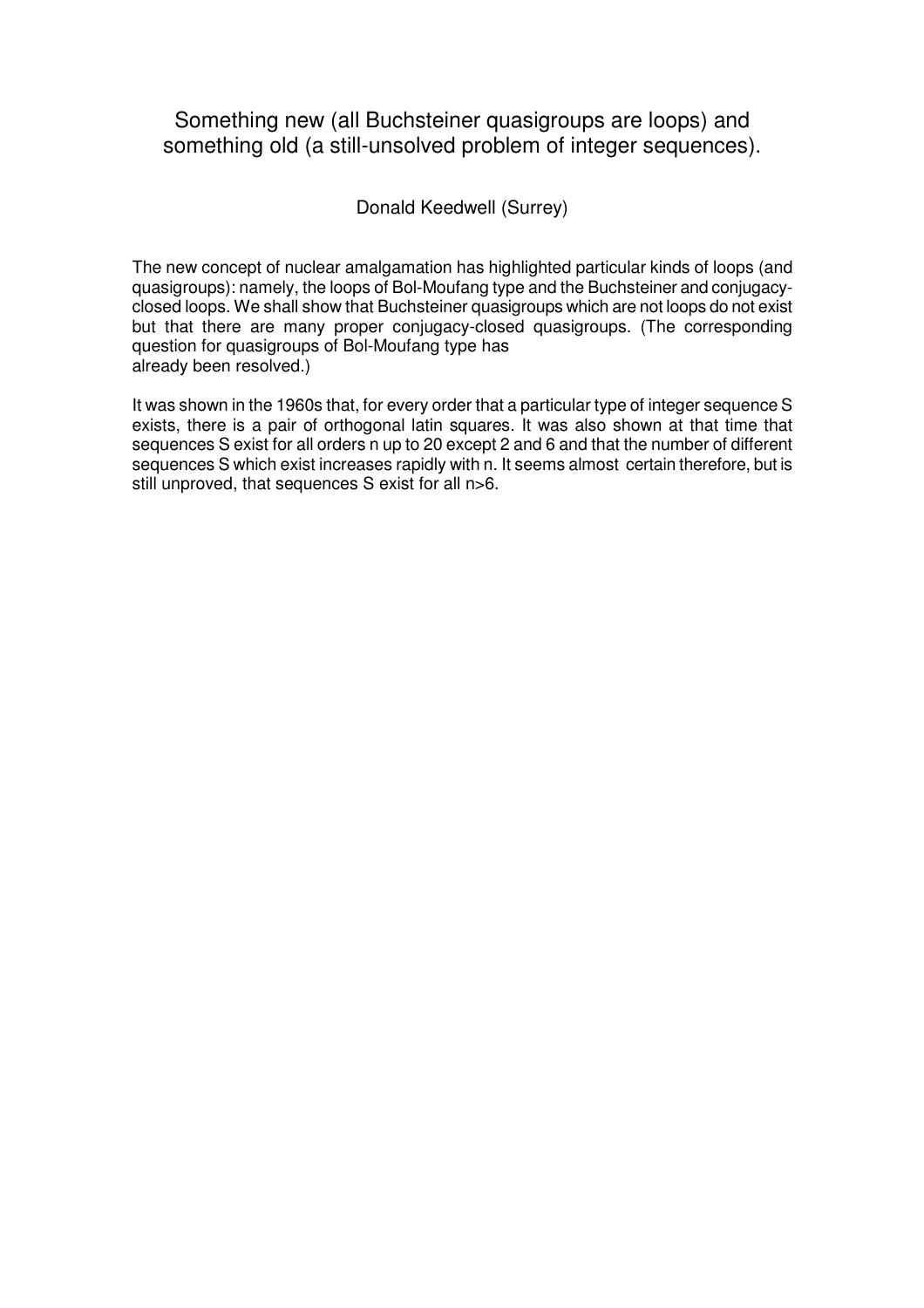# Something new (all Buchsteiner quasigroups are loops) and something old (a still-unsolved problem of integer sequences).

Donald Keedwell (Surrey)

The new concept of nuclear amalgamation has highlighted particular kinds of loops (and quasigroups): namely, the loops of Bol-Moufang type and the Buchsteiner and conjugacy-closed loops. We shall show that Buchsteiner quasigroups which are not loops do not exist but that there are many proper conjugacy-closed quasigroups. (The corresponding question for quasigroups of Bol-Moufang type has already been resolved.)

It was shown in the 1960s that, for every order that a particular type of integer sequence S exists, there is a pair of orthogonal latin squares. It was also shown at that time that sequences S exist for all orders n up to 20 except 2 and 6 and that the number of different sequences S which exist increases rapidly with n. It seems almost certain therefore, but is still unproved, that sequences S exist for all $n>6$.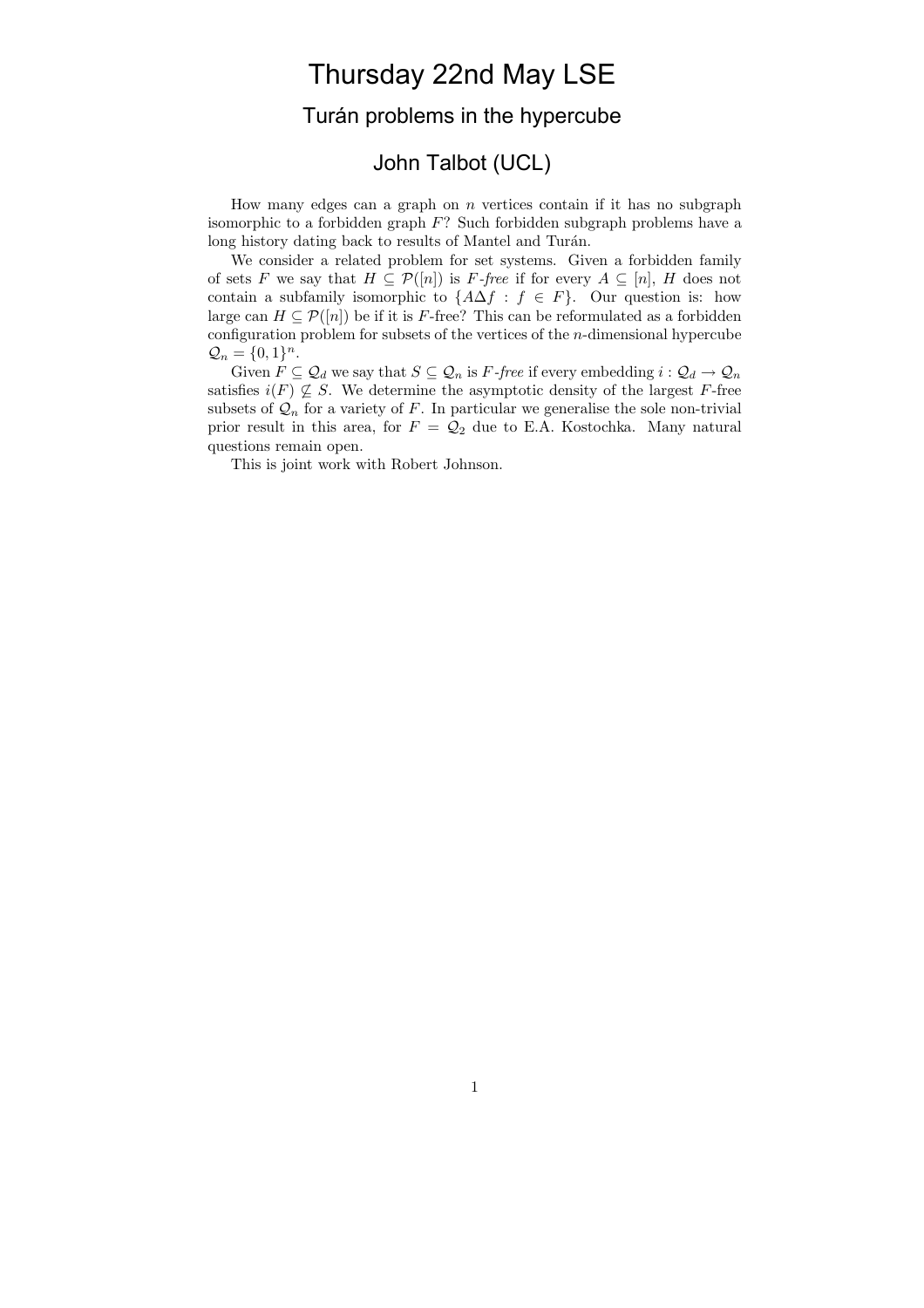# Thursday 22nd May LSE

## Turán problems in the hypercube

### John Talbot (UCL)

How many edges can a graph on $n$ vertices contain if it has no subgraph isomorphic to a forbidden graph $F$? Such forbidden subgraph problems have a long history dating back to results of Mantel and Turán.

We consider a related problem for set systems. Given a forbidden family of sets $F$ we say that $H \subseteq \mathcal{P}([n])$ is *F-free* if for every $A \subseteq [n]$, $H$ does not contain a subfamily isomorphic to $\{A\Delta f : f \in F\}$. Our question is: how large can $H \subseteq \mathcal{P}([n])$ be if it is $F$-free? This can be reformulated as a forbidden configuration problem for subsets of the vertices of the $n$-dimensional hypercube $\mathcal{Q}_n = \{0,1\}^n$.

Given $F \subseteq \mathcal{Q}_d$ we say that $S \subseteq \mathcal{Q}_n$ is *F-free* if every embedding $i : \mathcal{Q}_d \to \mathcal{Q}_n$ satisfies $i(F) \not\subseteq S$. We determine the asymptotic density of the largest $F$-free subsets of $\mathcal{Q}_n$ for a variety of $F$. In particular we generalise the sole non-trivial prior result in this area, for $F = \mathcal{Q}_2$ due to E.A. Kostochka. Many natural questions remain open.

This is joint work with Robert Johnson.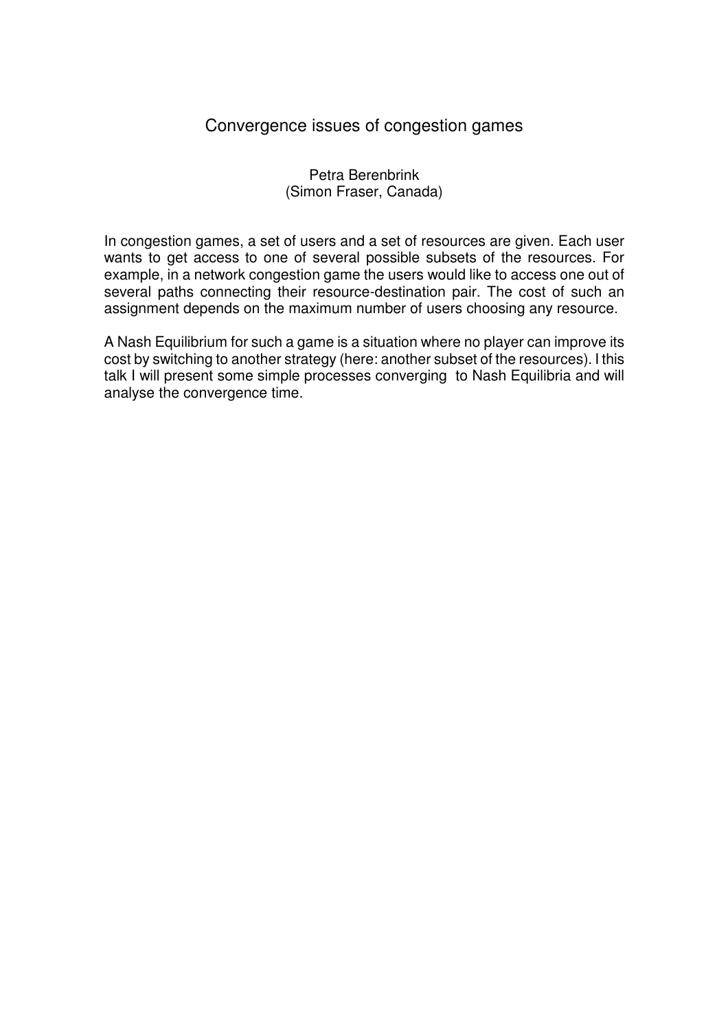# Convergence issues of congestion games

Petra Berenbrink
(Simon Fraser, Canada)

In congestion games, a set of users and a set of resources are given. Each user wants to get access to one of several possible subsets of the resources. For example, in a network congestion game the users would like to access one out of several paths connecting their resource-destination pair. The cost of such an assignment depends on the maximum number of users choosing any resource.

A Nash Equilibrium for such a game is a situation where no player can improve its cost by switching to another strategy (here: another subset of the resources). I this talk I will present some simple processes converging to Nash Equilibria and will analyse the convergence time.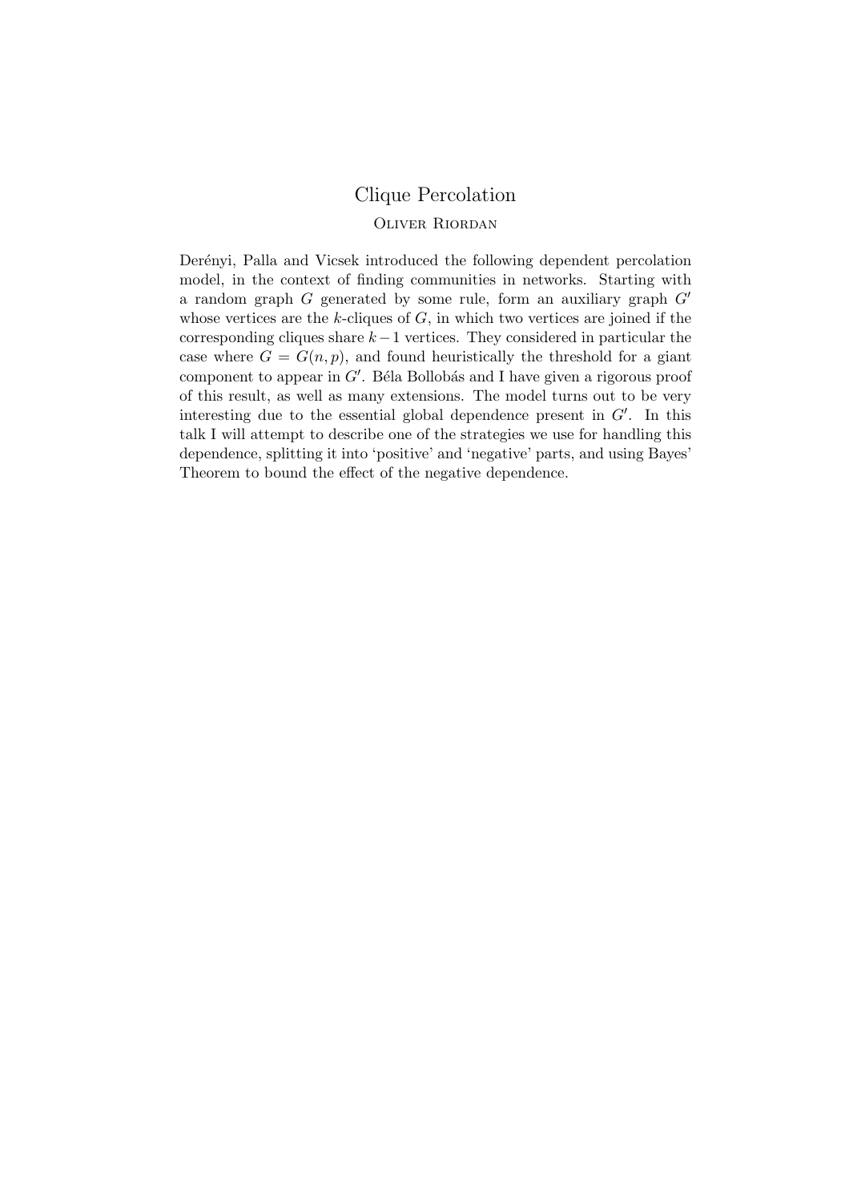# Clique Percolation

## Oliver Riordan

Derényi, Palla and Vicsek introduced the following dependent percolation model, in the context of finding communities in networks. Starting with a random graph $G$ generated by some rule, form an auxiliary graph $G'$ whose vertices are the $k$-cliques of $G$, in which two vertices are joined if the corresponding cliques share $k-1$ vertices. They considered in particular the case where $G = G(n,p)$, and found heuristically the threshold for a giant component to appear in $G'$. Béla Bollobás and I have given a rigorous proof of this result, as well as many extensions. The model turns out to be very interesting due to the essential global dependence present in $G'$. In this talk I will attempt to describe one of the strategies we use for handling this dependence, splitting it into 'positive' and 'negative' parts, and using Bayes' Theorem to bound the effect of the negative dependence.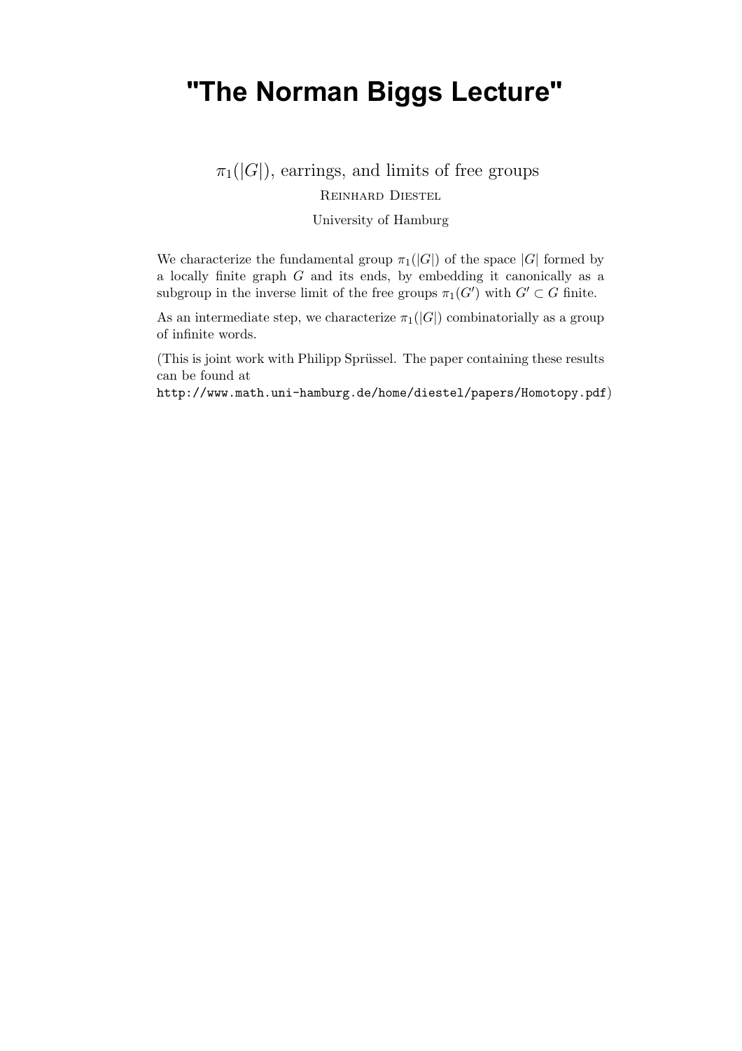# "The Norman Biggs Lecture"

$\pi_1(|G|)$, earrings, and limits of free groups

Reinhard Diestel

University of Hamburg

We characterize the fundamental group $\pi_1(|G|)$ of the space $|G|$ formed by a locally finite graph $G$ and its ends, by embedding it canonically as a subgroup in the inverse limit of the free groups $\pi_1(G')$ with $G' \subset G$ finite.

As an intermediate step, we characterize $\pi_1(|G|)$ combinatorially as a group of infinite words.

(This is joint work with Philipp Sprüssel. The paper containing these results can be found at
`http://www.math.uni-hamburg.de/home/diestel/papers/Homotopy.pdf`)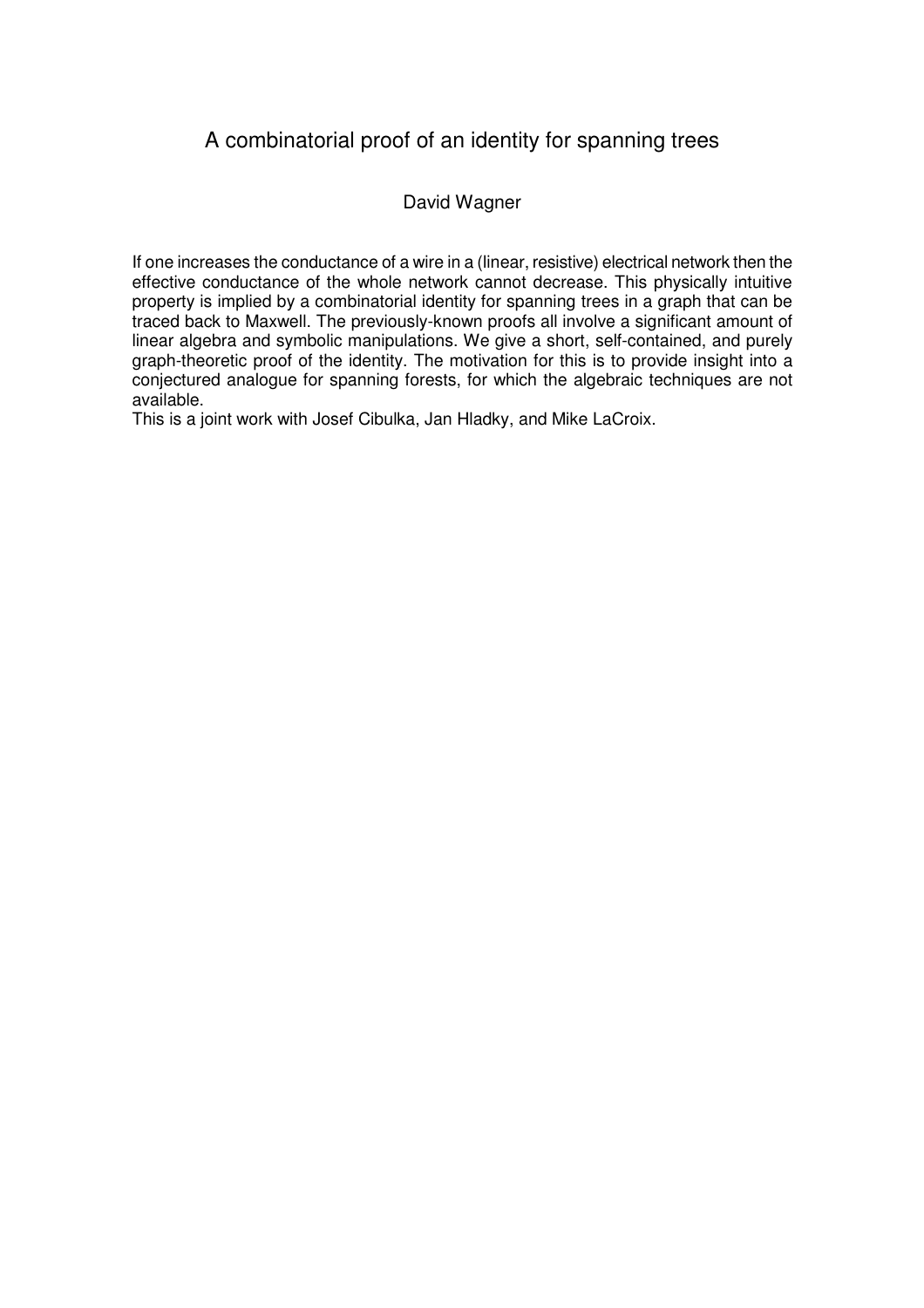# A combinatorial proof of an identity for spanning trees

David Wagner

If one increases the conductance of a wire in a (linear, resistive) electrical network then the effective conductance of the whole network cannot decrease. This physically intuitive property is implied by a combinatorial identity for spanning trees in a graph that can be traced back to Maxwell. The previously-known proofs all involve a significant amount of linear algebra and symbolic manipulations. We give a short, self-contained, and purely graph-theoretic proof of the identity. The motivation for this is to provide insight into a conjectured analogue for spanning forests, for which the algebraic techniques are not available.

This is a joint work with Josef Cibulka, Jan Hladky, and Mike LaCroix.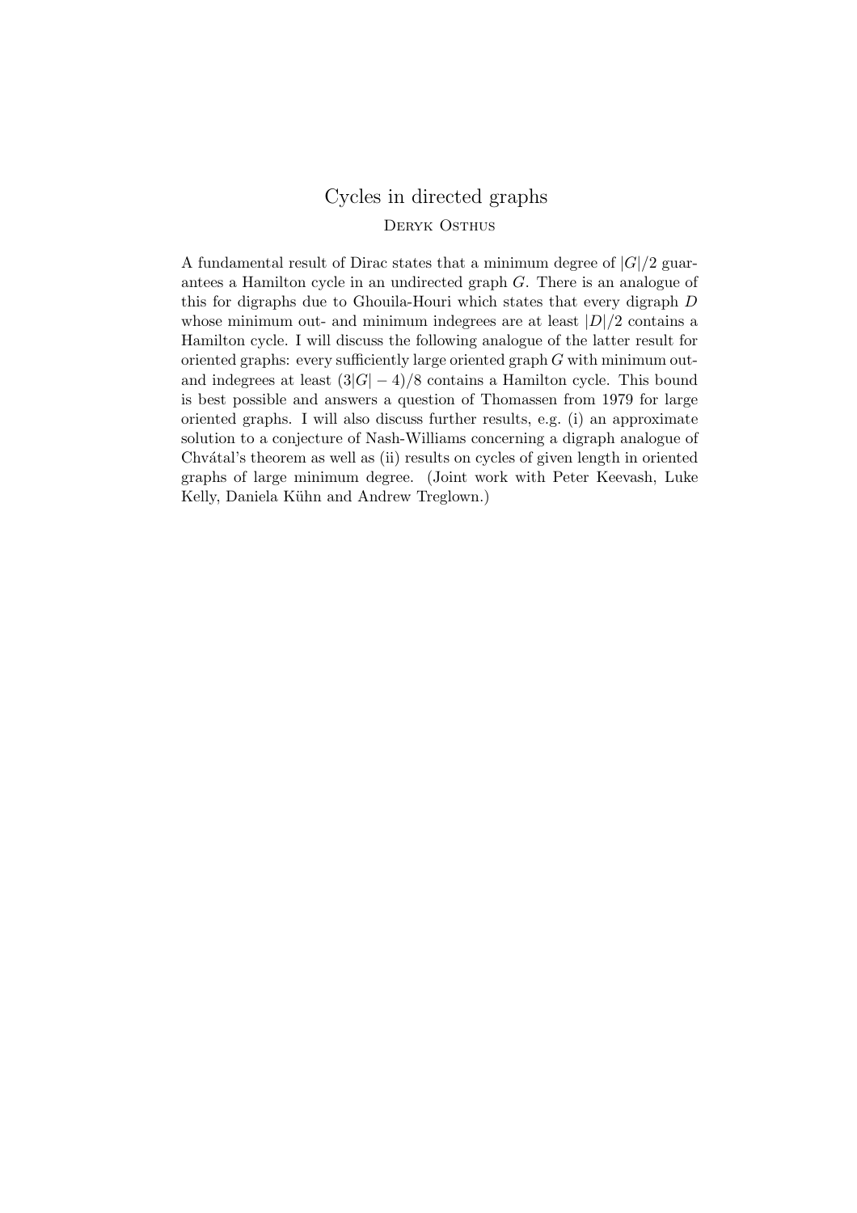# Cycles in directed graphs

**Deryk Osthus**

A fundamental result of Dirac states that a minimum degree of $|G|/2$ guarantees a Hamilton cycle in an undirected graph $G$. There is an analogue of this for digraphs due to Ghouila-Houri which states that every digraph $D$ whose minimum out- and minimum indegrees are at least $|D|/2$ contains a Hamilton cycle. I will discuss the following analogue of the latter result for oriented graphs: every sufficiently large oriented graph $G$ with minimum out- and indegrees at least $(3|G|-4)/8$ contains a Hamilton cycle. This bound is best possible and answers a question of Thomassen from 1979 for large oriented graphs. I will also discuss further results, e.g. (i) an approximate solution to a conjecture of Nash-Williams concerning a digraph analogue of Chvátal's theorem as well as (ii) results on cycles of given length in oriented graphs of large minimum degree. (Joint work with Peter Keevash, Luke Kelly, Daniela Kühn and Andrew Treglown.)